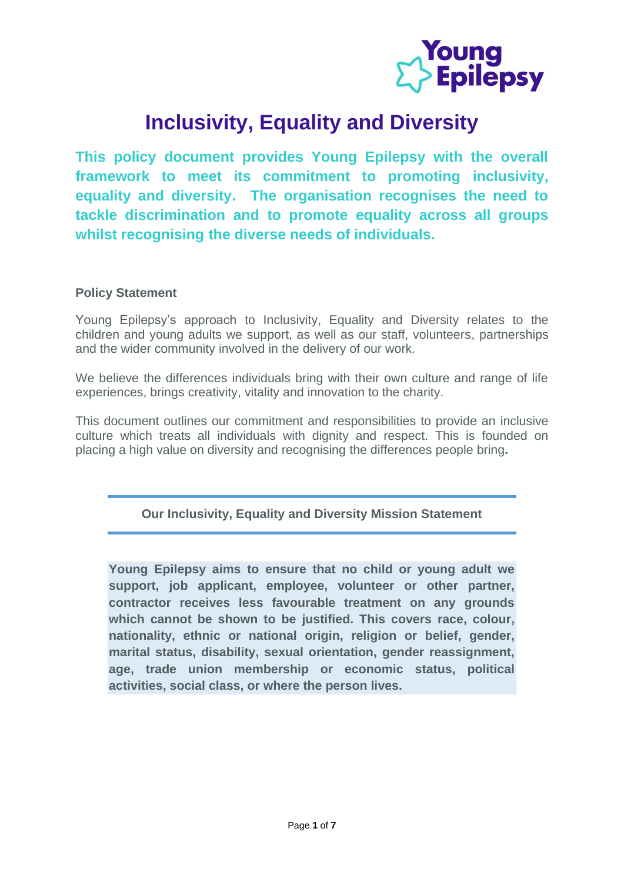# Inclusivity, Equality and Diversity

**This policy document provides Young Epilepsy with the overall framework to meet its commitment to promoting inclusivity, equality and diversity. The organisation recognises the need to tackle discrimination and to promote equality across all groups whilst recognising the diverse needs of individuals.**

**Policy Statement**

Young Epilepsy's approach to Inclusivity, Equality and Diversity relates to the children and young adults we support, as well as our staff, volunteers, partnerships and the wider community involved in the delivery of our work.

We believe the differences individuals bring with their own culture and range of life experiences, brings creativity, vitality and innovation to the charity.

This document outlines our commitment and responsibilities to provide an inclusive culture which treats all individuals with dignity and respect. This is founded on placing a high value on diversity and recognising the differences people bring**.**

## Our Inclusivity, Equality and Diversity Mission Statement

**Young Epilepsy aims to ensure that no child or young adult we support, job applicant, employee, volunteer or other partner, contractor receives less favourable treatment on any grounds which cannot be shown to be justified. This covers race, colour, nationality, ethnic or national origin, religion or belief, gender, marital status, disability, sexual orientation, gender reassignment, age, trade union membership or economic status, political activities, social class, or where the person lives.**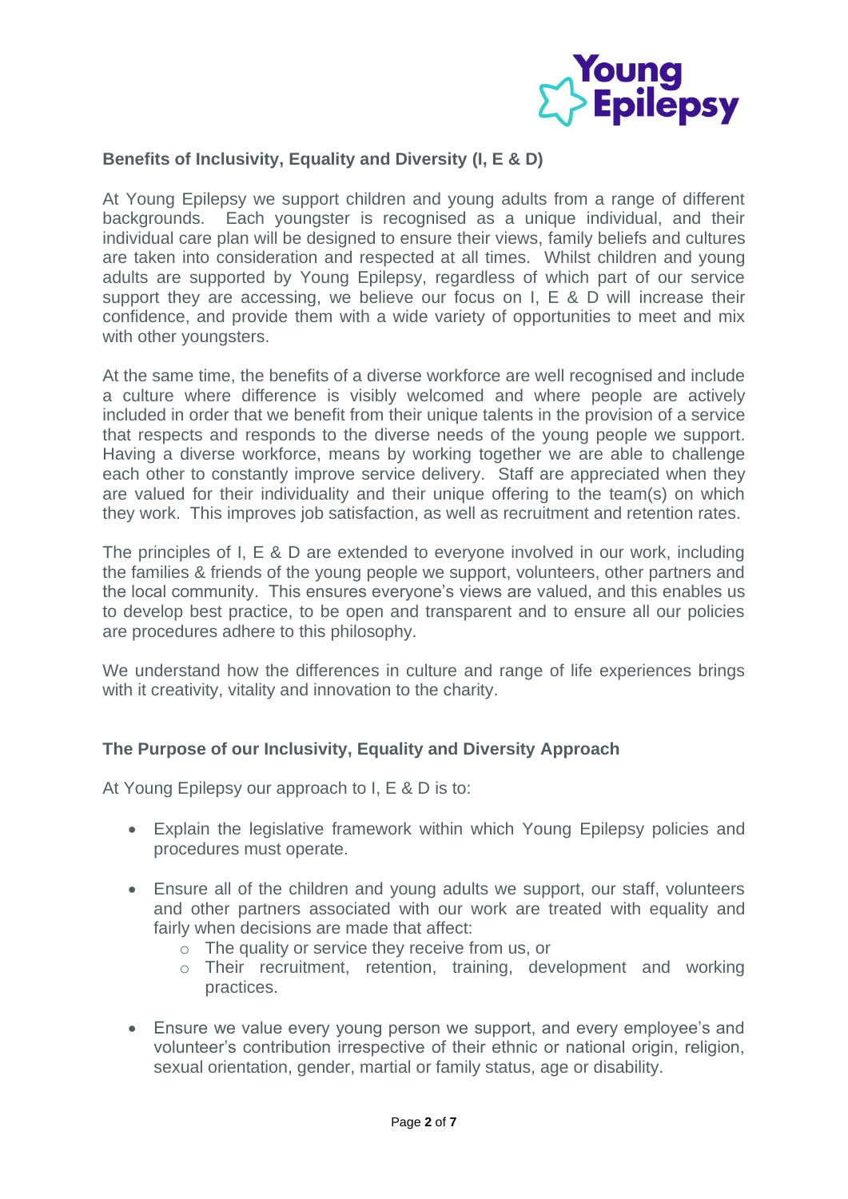## Benefits of Inclusivity, Equality and Diversity (I, E & D)

At Young Epilepsy we support children and young adults from a range of different backgrounds. Each youngster is recognised as a unique individual, and their individual care plan will be designed to ensure their views, family beliefs and cultures are taken into consideration and respected at all times. Whilst children and young adults are supported by Young Epilepsy, regardless of which part of our service support they are accessing, we believe our focus on I, E & D will increase their confidence, and provide them with a wide variety of opportunities to meet and mix with other youngsters.

At the same time, the benefits of a diverse workforce are well recognised and include a culture where difference is visibly welcomed and where people are actively included in order that we benefit from their unique talents in the provision of a service that respects and responds to the diverse needs of the young people we support. Having a diverse workforce, means by working together we are able to challenge each other to constantly improve service delivery. Staff are appreciated when they are valued for their individuality and their unique offering to the team(s) on which they work. This improves job satisfaction, as well as recruitment and retention rates.

The principles of I, E & D are extended to everyone involved in our work, including the families & friends of the young people we support, volunteers, other partners and the local community. This ensures everyone's views are valued, and this enables us to develop best practice, to be open and transparent and to ensure all our policies are procedures adhere to this philosophy.

We understand how the differences in culture and range of life experiences brings with it creativity, vitality and innovation to the charity.

## The Purpose of our Inclusivity, Equality and Diversity Approach

At Young Epilepsy our approach to I, E & D is to:

- Explain the legislative framework within which Young Epilepsy policies and procedures must operate.
- Ensure all of the children and young adults we support, our staff, volunteers and other partners associated with our work are treated with equality and fairly when decisions are made that affect:
  - The quality or service they receive from us, or
  - Their recruitment, retention, training, development and working practices.
- Ensure we value every young person we support, and every employee's and volunteer's contribution irrespective of their ethnic or national origin, religion, sexual orientation, gender, martial or family status, age or disability.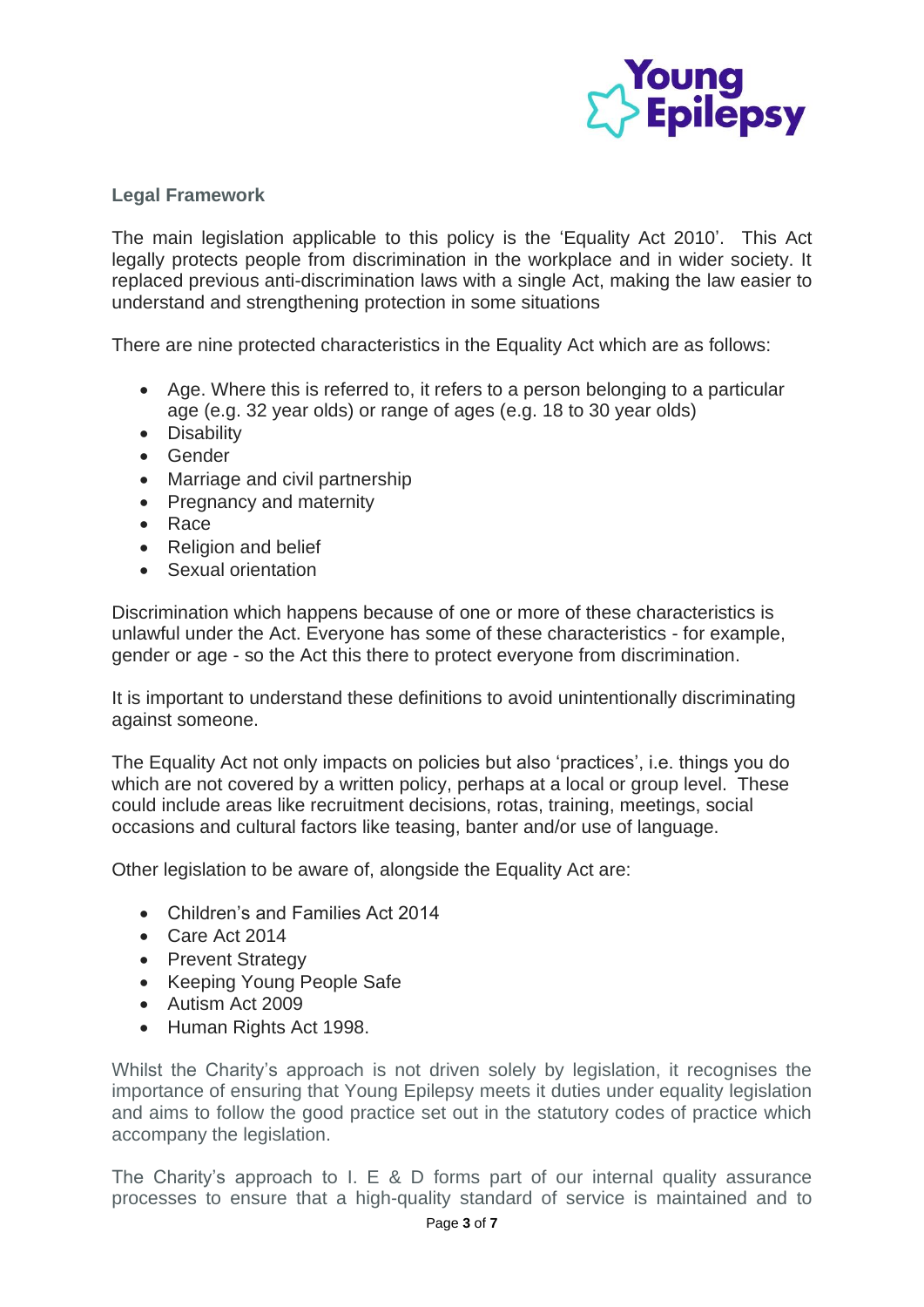**Legal Framework**

The main legislation applicable to this policy is the 'Equality Act 2010'. This Act legally protects people from discrimination in the workplace and in wider society. It replaced previous anti-discrimination laws with a single Act, making the law easier to understand and strengthening protection in some situations

There are nine protected characteristics in the Equality Act which are as follows:

- Age. Where this is referred to, it refers to a person belonging to a particular age (e.g. 32 year olds) or range of ages (e.g. 18 to 30 year olds)
- Disability
- Gender
- Marriage and civil partnership
- Pregnancy and maternity
- Race
- Religion and belief
- Sexual orientation

Discrimination which happens because of one or more of these characteristics is unlawful under the Act. Everyone has some of these characteristics - for example, gender or age - so the Act this there to protect everyone from discrimination.

It is important to understand these definitions to avoid unintentionally discriminating against someone.

The Equality Act not only impacts on policies but also 'practices', i.e. things you do which are not covered by a written policy, perhaps at a local or group level. These could include areas like recruitment decisions, rotas, training, meetings, social occasions and cultural factors like teasing, banter and/or use of language.

Other legislation to be aware of, alongside the Equality Act are:

- Children's and Families Act 2014
- Care Act 2014
- Prevent Strategy
- Keeping Young People Safe
- Autism Act 2009
- Human Rights Act 1998.

Whilst the Charity's approach is not driven solely by legislation, it recognises the importance of ensuring that Young Epilepsy meets it duties under equality legislation and aims to follow the good practice set out in the statutory codes of practice which accompany the legislation.

The Charity's approach to I. E & D forms part of our internal quality assurance processes to ensure that a high-quality standard of service is maintained and to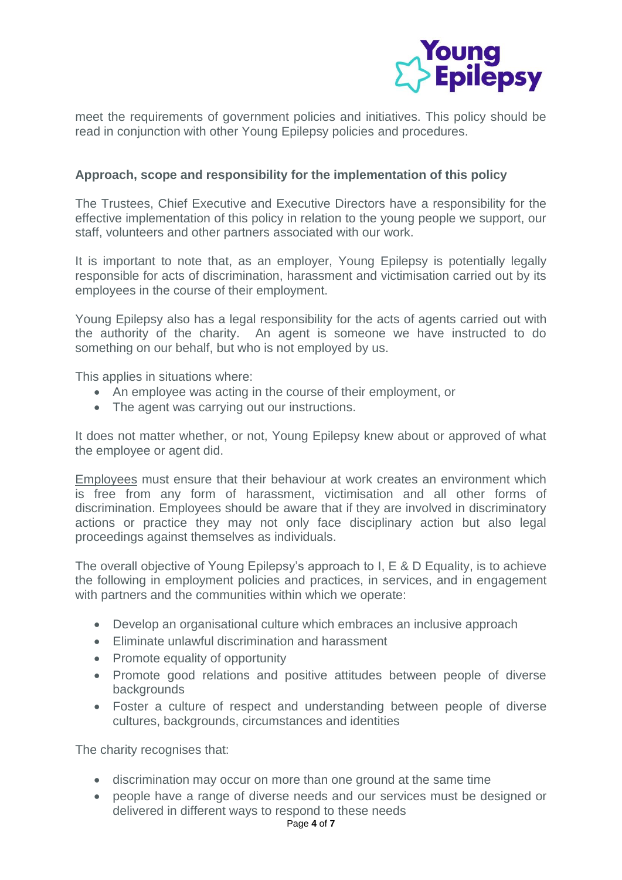meet the requirements of government policies and initiatives. This policy should be read in conjunction with other Young Epilepsy policies and procedures.

**Approach, scope and responsibility for the implementation of this policy**

The Trustees, Chief Executive and Executive Directors have a responsibility for the effective implementation of this policy in relation to the young people we support, our staff, volunteers and other partners associated with our work.

It is important to note that, as an employer, Young Epilepsy is potentially legally responsible for acts of discrimination, harassment and victimisation carried out by its employees in the course of their employment.

Young Epilepsy also has a legal responsibility for the acts of agents carried out with the authority of the charity. An agent is someone we have instructed to do something on our behalf, but who is not employed by us.

This applies in situations where:

- An employee was acting in the course of their employment, or
- The agent was carrying out our instructions.

It does not matter whether, or not, Young Epilepsy knew about or approved of what the employee or agent did.

Employees must ensure that their behaviour at work creates an environment which is free from any form of harassment, victimisation and all other forms of discrimination. Employees should be aware that if they are involved in discriminatory actions or practice they may not only face disciplinary action but also legal proceedings against themselves as individuals.

The overall objective of Young Epilepsy's approach to I, E & D Equality, is to achieve the following in employment policies and practices, in services, and in engagement with partners and the communities within which we operate:

- Develop an organisational culture which embraces an inclusive approach
- Eliminate unlawful discrimination and harassment
- Promote equality of opportunity
- Promote good relations and positive attitudes between people of diverse backgrounds
- Foster a culture of respect and understanding between people of diverse cultures, backgrounds, circumstances and identities

The charity recognises that:

- discrimination may occur on more than one ground at the same time
- people have a range of diverse needs and our services must be designed or delivered in different ways to respond to these needs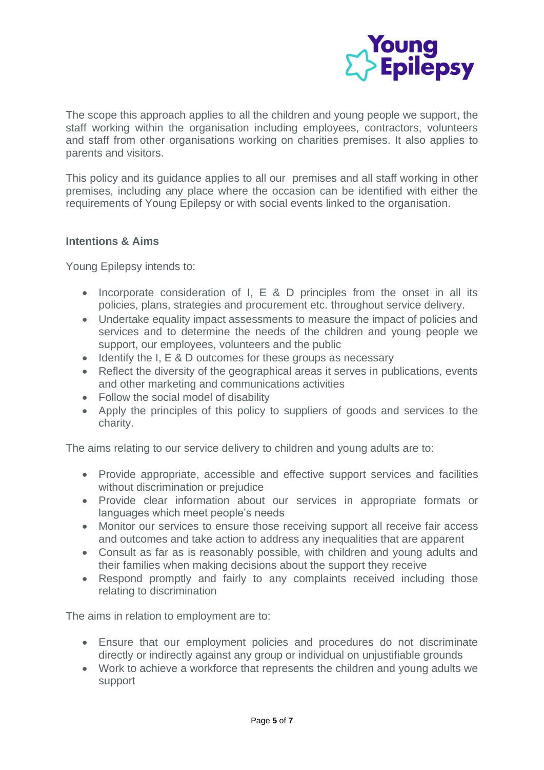The scope this approach applies to all the children and young people we support, the staff working within the organisation including employees, contractors, volunteers and staff from other organisations working on charities premises. It also applies to parents and visitors.

This policy and its guidance applies to all our premises and all staff working in other premises, including any place where the occasion can be identified with either the requirements of Young Epilepsy or with social events linked to the organisation.

**Intentions & Aims**

Young Epilepsy intends to:

- Incorporate consideration of I, E & D principles from the onset in all its policies, plans, strategies and procurement etc. throughout service delivery.
- Undertake equality impact assessments to measure the impact of policies and services and to determine the needs of the children and young people we support, our employees, volunteers and the public
- Identify the I, E & D outcomes for these groups as necessary
- Reflect the diversity of the geographical areas it serves in publications, events and other marketing and communications activities
- Follow the social model of disability
- Apply the principles of this policy to suppliers of goods and services to the charity.

The aims relating to our service delivery to children and young adults are to:

- Provide appropriate, accessible and effective support services and facilities without discrimination or prejudice
- Provide clear information about our services in appropriate formats or languages which meet people's needs
- Monitor our services to ensure those receiving support all receive fair access and outcomes and take action to address any inequalities that are apparent
- Consult as far as is reasonably possible, with children and young adults and their families when making decisions about the support they receive
- Respond promptly and fairly to any complaints received including those relating to discrimination

The aims in relation to employment are to:

- Ensure that our employment policies and procedures do not discriminate directly or indirectly against any group or individual on unjustifiable grounds
- Work to achieve a workforce that represents the children and young adults we support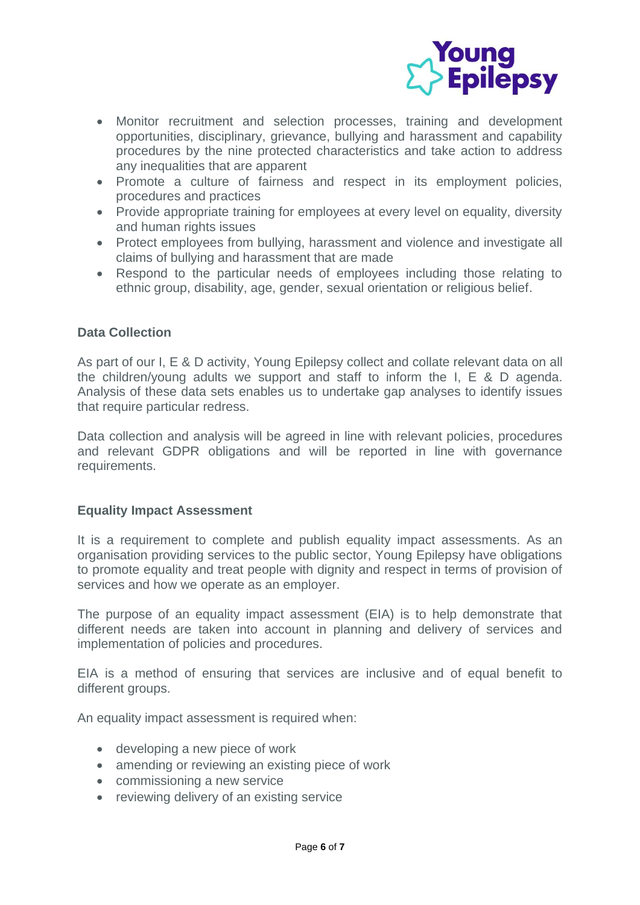- Monitor recruitment and selection processes, training and development opportunities, disciplinary, grievance, bullying and harassment and capability procedures by the nine protected characteristics and take action to address any inequalities that are apparent
- Promote a culture of fairness and respect in its employment policies, procedures and practices
- Provide appropriate training for employees at every level on equality, diversity and human rights issues
- Protect employees from bullying, harassment and violence and investigate all claims of bullying and harassment that are made
- Respond to the particular needs of employees including those relating to ethnic group, disability, age, gender, sexual orientation or religious belief.

### Data Collection

As part of our I, E & D activity, Young Epilepsy collect and collate relevant data on all the children/young adults we support and staff to inform the I, E & D agenda. Analysis of these data sets enables us to undertake gap analyses to identify issues that require particular redress.

Data collection and analysis will be agreed in line with relevant policies, procedures and relevant GDPR obligations and will be reported in line with governance requirements.

### Equality Impact Assessment

It is a requirement to complete and publish equality impact assessments. As an organisation providing services to the public sector, Young Epilepsy have obligations to promote equality and treat people with dignity and respect in terms of provision of services and how we operate as an employer.

The purpose of an equality impact assessment (EIA) is to help demonstrate that different needs are taken into account in planning and delivery of services and implementation of policies and procedures.

EIA is a method of ensuring that services are inclusive and of equal benefit to different groups.

An equality impact assessment is required when:

- developing a new piece of work
- amending or reviewing an existing piece of work
- commissioning a new service
- reviewing delivery of an existing service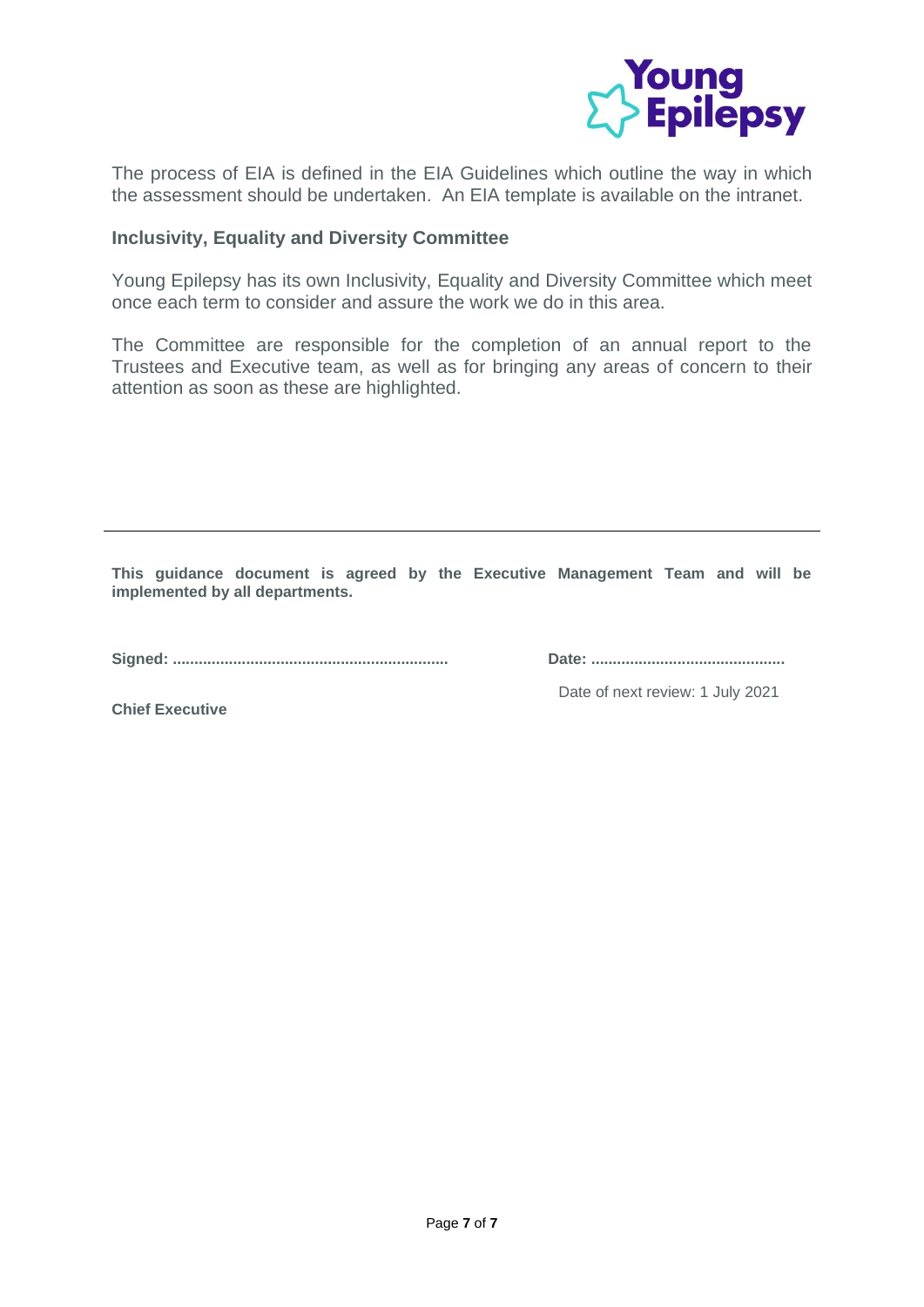The process of EIA is defined in the EIA Guidelines which outline the way in which the assessment should be undertaken. An EIA template is available on the intranet.

### Inclusivity, Equality and Diversity Committee

Young Epilepsy has its own Inclusivity, Equality and Diversity Committee which meet once each term to consider and assure the work we do in this area.

The Committee are responsible for the completion of an annual report to the Trustees and Executive team, as well as for bringing any areas of concern to their attention as soon as these are highlighted.

---

**This guidance document is agreed by the Executive Management Team and will be implemented by all departments.**

**Signed: ...............................................................** **Date: ............................................**

Date of next review: 1 July 2021

**Chief Executive**